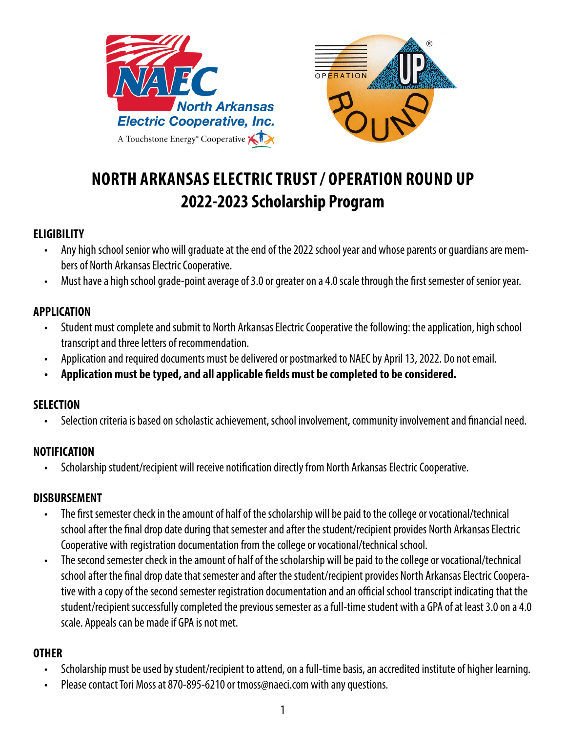# NORTH ARKANSAS ELECTRIC TRUST / OPERATION ROUND UP
# 2022-2023 Scholarship Program

## ELIGIBILITY

- Any high school senior who will graduate at the end of the 2022 school year and whose parents or guardians are members of North Arkansas Electric Cooperative.
- Must have a high school grade-point average of 3.0 or greater on a 4.0 scale through the first semester of senior year.

## APPLICATION

- Student must complete and submit to North Arkansas Electric Cooperative the following: the application, high school transcript and three letters of recommendation.
- Application and required documents must be delivered or postmarked to NAEC by April 13, 2022. Do not email.
- **Application must be typed, and all applicable fields must be completed to be considered.**

## SELECTION

- Selection criteria is based on scholastic achievement, school involvement, community involvement and financial need.

## NOTIFICATION

- Scholarship student/recipient will receive notification directly from North Arkansas Electric Cooperative.

## DISBURSEMENT

- The first semester check in the amount of half of the scholarship will be paid to the college or vocational/technical school after the final drop date during that semester and after the student/recipient provides North Arkansas Electric Cooperative with registration documentation from the college or vocational/technical school.
- The second semester check in the amount of half of the scholarship will be paid to the college or vocational/technical school after the final drop date that semester and after the student/recipient provides North Arkansas Electric Cooperative with a copy of the second semester registration documentation and an official school transcript indicating that the student/recipient successfully completed the previous semester as a full-time student with a GPA of at least 3.0 on a 4.0 scale. Appeals can be made if GPA is not met.

## OTHER

- Scholarship must be used by student/recipient to attend, on a full-time basis, an accredited institute of higher learning.
- Please contact Tori Moss at 870-895-6210 or tmoss@naeci.com with any questions.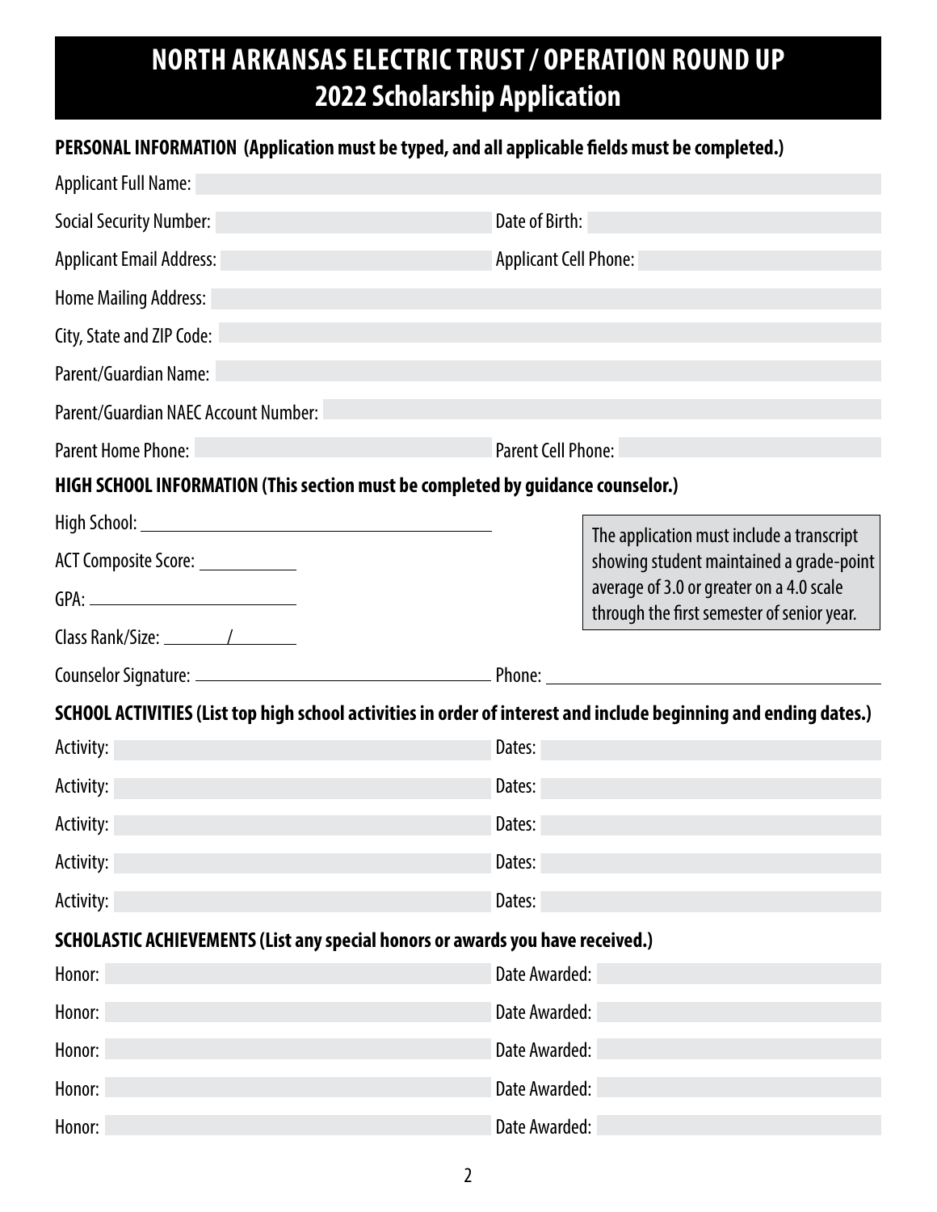# NORTH ARKANSAS ELECTRIC TRUST / OPERATION ROUND UP
## 2022 Scholarship Application

**PERSONAL INFORMATION (Application must be typed, and all applicable fields must be completed.)**

Applicant Full Name:

Social Security Number: | Date of Birth:

Applicant Email Address: | Applicant Cell Phone:

Home Mailing Address:

City, State and ZIP Code:

Parent/Guardian Name:

Parent/Guardian NAEC Account Number:

Parent Home Phone: | Parent Cell Phone:

**HIGH SCHOOL INFORMATION (This section must be completed by guidance counselor.)**

High School: ______________________________

ACT Composite Score: __________

GPA: ____________________

Class Rank/Size: ______/______

> The application must include a transcript showing student maintained a grade-point average of 3.0 or greater on a 4.0 scale through the first semester of senior year.

Counselor Signature: ______________________________ Phone: ______________________________

**SCHOOL ACTIVITIES (List top high school activities in order of interest and include beginning and ending dates.)**

| Activity: | Dates: |
|---|---|
| Activity: | Dates: |
| Activity: | Dates: |
| Activity: | Dates: |
| Activity: | Dates: |

**SCHOLASTIC ACHIEVEMENTS (List any special honors or awards you have received.)**

| Honor: | Date Awarded: |
|---|---|
| Honor: | Date Awarded: |
| Honor: | Date Awarded: |
| Honor: | Date Awarded: |
| Honor: | Date Awarded: |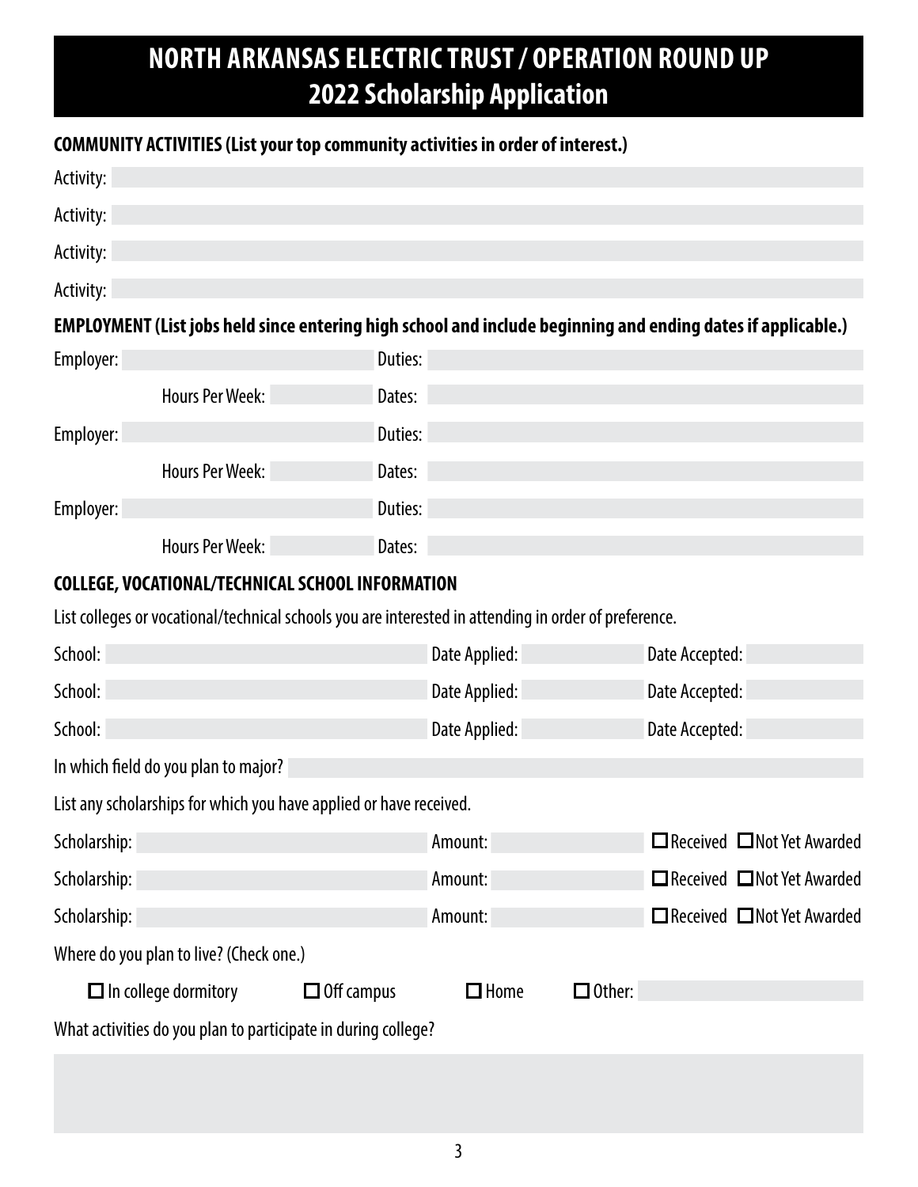# NORTH ARKANSAS ELECTRIC TRUST / OPERATION ROUND UP
## 2022 Scholarship Application

### COMMUNITY ACTIVITIES (List your top community activities in order of interest.)

Activity:

Activity:

Activity:

Activity:

### EMPLOYMENT (List jobs held since entering high school and include beginning and ending dates if applicable.)

Employer: Duties:

Hours Per Week: Dates:

Employer: Duties:

Hours Per Week: Dates:

Employer: Duties:

Hours Per Week: Dates:

### COLLEGE, VOCATIONAL/TECHNICAL SCHOOL INFORMATION

List colleges or vocational/technical schools you are interested in attending in order of preference.

School: Date Applied: Date Accepted:

School: Date Applied: Date Accepted:

School: Date Applied: Date Accepted:

In which field do you plan to major?

List any scholarships for which you have applied or have received.

Scholarship: Amount: ☐ Received ☐ Not Yet Awarded

Scholarship: Amount: ☐ Received ☐ Not Yet Awarded

Scholarship: Amount: ☐ Received ☐ Not Yet Awarded

Where do you plan to live? (Check one.)

☐ In college dormitory ☐ Off campus ☐ Home ☐ Other:

What activities do you plan to participate in during college?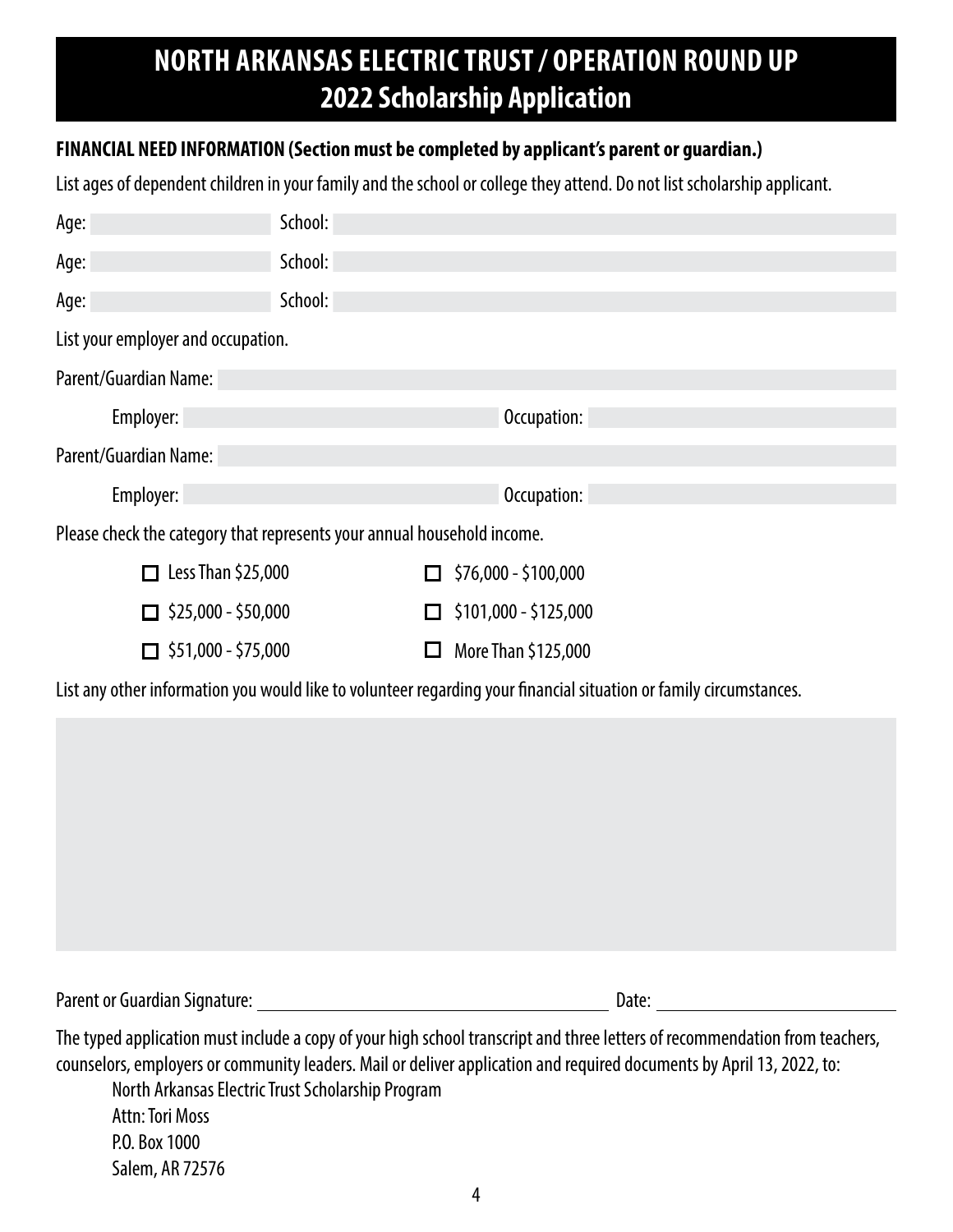# NORTH ARKANSAS ELECTRIC TRUST / OPERATION ROUND UP
# 2022 Scholarship Application

**FINANCIAL NEED INFORMATION (Section must be completed by applicant's parent or guardian.)**

List ages of dependent children in your family and the school or college they attend. Do not list scholarship applicant.

Age: ____________ School: ____________

Age: ____________ School: ____________

Age: ____________ School: ____________

List your employer and occupation.

Parent/Guardian Name: ____________

Employer: ____________ Occupation: ____________

Parent/Guardian Name: ____________

Employer: ____________ Occupation: ____________

Please check the category that represents your annual household income.

- ☐ Less Than $25,000
- ☐ $25,000 - $50,000
- ☐ $51,000 - $75,000
- ☐ $76,000 - $100,000
- ☐ $101,000 - $125,000
- ☐ More Than $125,000

List any other information you would like to volunteer regarding your financial situation or family circumstances.

Parent or Guardian Signature: ____________ Date: ____________

The typed application must include a copy of your high school transcript and three letters of recommendation from teachers, counselors, employers or community leaders. Mail or deliver application and required documents by April 13, 2022, to:

North Arkansas Electric Trust Scholarship Program
Attn: Tori Moss
P.O. Box 1000
Salem, AR 72576